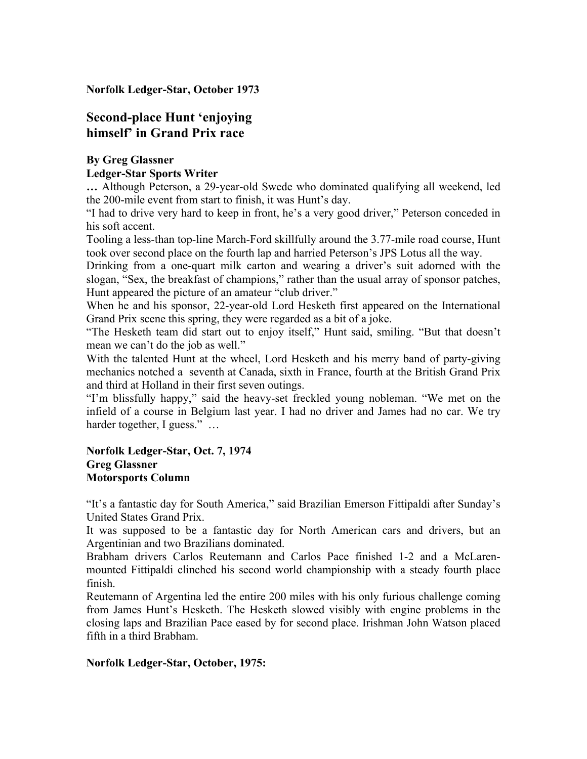**Norfolk Ledger-Star, October 1973**

## Second-place Hunt 'enjoying himself' in Grand Prix race

**By Greg Glassner**
**Ledger-Star Sports Writer**

**…** Although Peterson, a 29-year-old Swede who dominated qualifying all weekend, led the 200-mile event from start to finish, it was Hunt's day.

"I had to drive very hard to keep in front, he's a very good driver," Peterson conceded in his soft accent.

Tooling a less-than top-line March-Ford skillfully around the 3.77-mile road course, Hunt took over second place on the fourth lap and harried Peterson's JPS Lotus all the way.

Drinking from a one-quart milk carton and wearing a driver's suit adorned with the slogan, "Sex, the breakfast of champions," rather than the usual array of sponsor patches, Hunt appeared the picture of an amateur "club driver."

When he and his sponsor, 22-year-old Lord Hesketh first appeared on the International Grand Prix scene this spring, they were regarded as a bit of a joke.

"The Hesketh team did start out to enjoy itself," Hunt said, smiling. "But that doesn't mean we can't do the job as well."

With the talented Hunt at the wheel, Lord Hesketh and his merry band of party-giving mechanics notched a seventh at Canada, sixth in France, fourth at the British Grand Prix and third at Holland in their first seven outings.

"I'm blissfully happy," said the heavy-set freckled young nobleman. "We met on the infield of a course in Belgium last year. I had no driver and James had no car. We try harder together, I guess." …

**Norfolk Ledger-Star, Oct. 7, 1974**
**Greg Glassner**
**Motorsports Column**

"It's a fantastic day for South America," said Brazilian Emerson Fittipaldi after Sunday's United States Grand Prix.

It was supposed to be a fantastic day for North American cars and drivers, but an Argentinian and two Brazilians dominated.

Brabham drivers Carlos Reutemann and Carlos Pace finished 1-2 and a McLaren-mounted Fittipaldi clinched his second world championship with a steady fourth place finish.

Reutemann of Argentina led the entire 200 miles with his only furious challenge coming from James Hunt's Hesketh. The Hesketh slowed visibly with engine problems in the closing laps and Brazilian Pace eased by for second place. Irishman John Watson placed fifth in a third Brabham.

**Norfolk Ledger-Star, October, 1975:**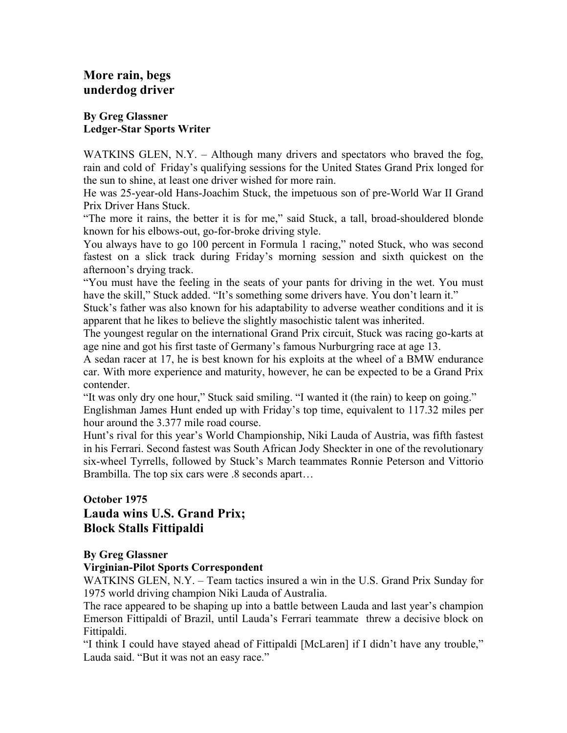## More rain, begs underdog driver

**By Greg Glassner**
**Ledger-Star Sports Writer**

WATKINS GLEN, N.Y. – Although many drivers and spectators who braved the fog, rain and cold of Friday's qualifying sessions for the United States Grand Prix longed for the sun to shine, at least one driver wished for more rain.

He was 25-year-old Hans-Joachim Stuck, the impetuous son of pre-World War II Grand Prix Driver Hans Stuck.

"The more it rains, the better it is for me," said Stuck, a tall, broad-shouldered blonde known for his elbows-out, go-for-broke driving style.

You always have to go 100 percent in Formula 1 racing," noted Stuck, who was second fastest on a slick track during Friday's morning session and sixth quickest on the afternoon's drying track.

"You must have the feeling in the seats of your pants for driving in the wet. You must have the skill," Stuck added. "It's something some drivers have. You don't learn it."

Stuck's father was also known for his adaptability to adverse weather conditions and it is apparent that he likes to believe the slightly masochistic talent was inherited.

The youngest regular on the international Grand Prix circuit, Stuck was racing go-karts at age nine and got his first taste of Germany's famous Nurburgring race at age 13.

A sedan racer at 17, he is best known for his exploits at the wheel of a BMW endurance car. With more experience and maturity, however, he can be expected to be a Grand Prix contender.

"It was only dry one hour," Stuck said smiling. "I wanted it (the rain) to keep on going."

Englishman James Hunt ended up with Friday's top time, equivalent to 117.32 miles per hour around the 3.377 mile road course.

Hunt's rival for this year's World Championship, Niki Lauda of Austria, was fifth fastest in his Ferrari. Second fastest was South African Jody Sheckter in one of the revolutionary six-wheel Tyrrells, followed by Stuck's March teammates Ronnie Peterson and Vittorio Brambilla. The top six cars were .8 seconds apart…

**October 1975**

## Lauda wins U.S. Grand Prix; Block Stalls Fittipaldi

**By Greg Glassner**
**Virginian-Pilot Sports Correspondent**

WATKINS GLEN, N.Y. – Team tactics insured a win in the U.S. Grand Prix Sunday for 1975 world driving champion Niki Lauda of Australia.

The race appeared to be shaping up into a battle between Lauda and last year's champion Emerson Fittipaldi of Brazil, until Lauda's Ferrari teammate threw a decisive block on Fittipaldi.

"I think I could have stayed ahead of Fittipaldi [McLaren] if I didn't have any trouble," Lauda said. "But it was not an easy race."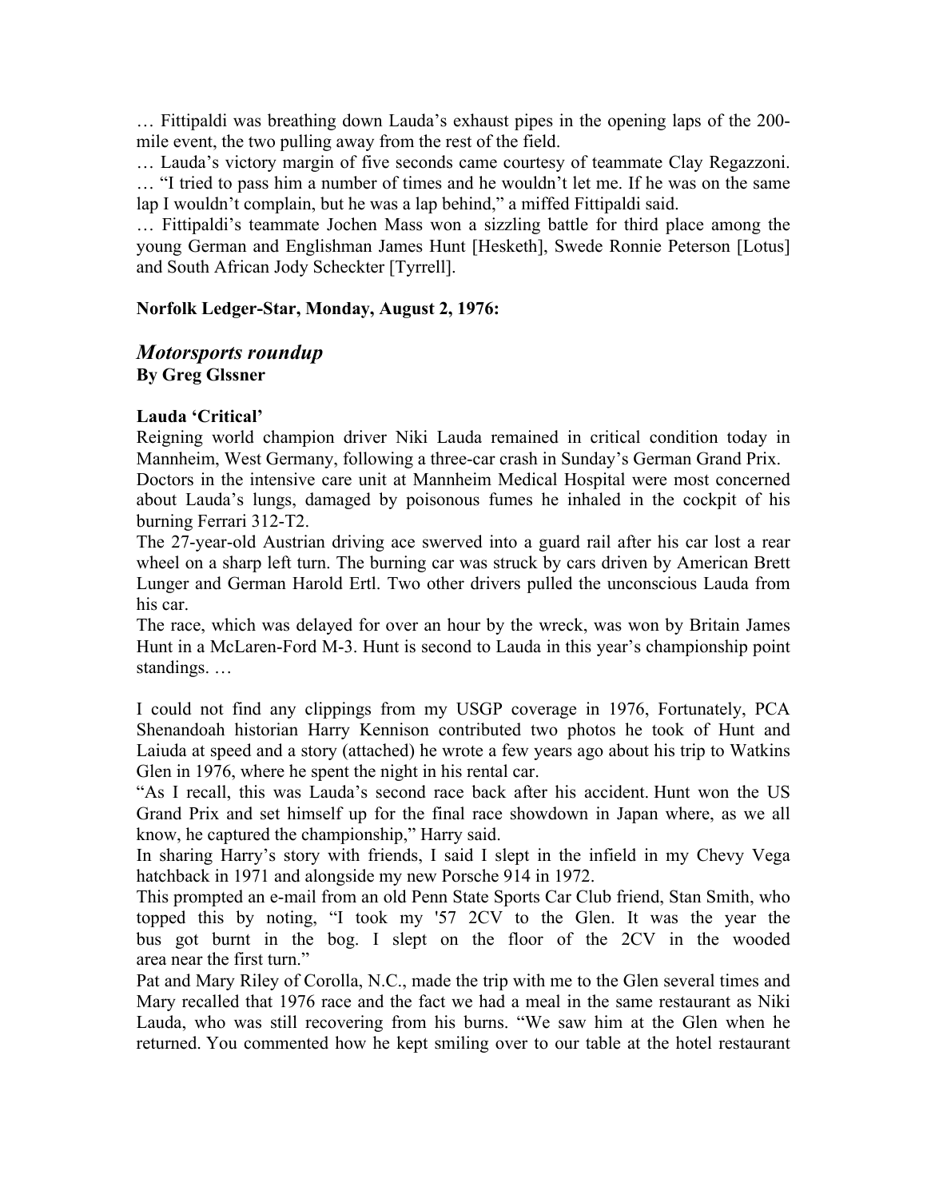… Fittipaldi was breathing down Lauda's exhaust pipes in the opening laps of the 200-mile event, the two pulling away from the rest of the field.

… Lauda's victory margin of five seconds came courtesy of teammate Clay Regazzoni.

… "I tried to pass him a number of times and he wouldn't let me. If he was on the same lap I wouldn't complain, but he was a lap behind," a miffed Fittipaldi said.

… Fittipaldi's teammate Jochen Mass won a sizzling battle for third place among the young German and Englishman James Hunt [Hesketh], Swede Ronnie Peterson [Lotus] and South African Jody Scheckter [Tyrrell].

**Norfolk Ledger-Star, Monday, August 2, 1976:**

## *Motorsports roundup*

**By Greg Glssner**

**Lauda 'Critical'**

Reigning world champion driver Niki Lauda remained in critical condition today in Mannheim, West Germany, following a three-car crash in Sunday's German Grand Prix.

Doctors in the intensive care unit at Mannheim Medical Hospital were most concerned about Lauda's lungs, damaged by poisonous fumes he inhaled in the cockpit of his burning Ferrari 312-T2.

The 27-year-old Austrian driving ace swerved into a guard rail after his car lost a rear wheel on a sharp left turn. The burning car was struck by cars driven by American Brett Lunger and German Harold Ertl. Two other drivers pulled the unconscious Lauda from his car.

The race, which was delayed for over an hour by the wreck, was won by Britain James Hunt in a McLaren-Ford M-3. Hunt is second to Lauda in this year's championship point standings. …

I could not find any clippings from my USGP coverage in 1976, Fortunately, PCA Shenandoah historian Harry Kennison contributed two photos he took of Hunt and Laiuda at speed and a story (attached) he wrote a few years ago about his trip to Watkins Glen in 1976, where he spent the night in his rental car.

"As I recall, this was Lauda's second race back after his accident. Hunt won the US Grand Prix and set himself up for the final race showdown in Japan where, as we all know, he captured the championship," Harry said.

In sharing Harry's story with friends, I said I slept in the infield in my Chevy Vega hatchback in 1971 and alongside my new Porsche 914 in 1972.

This prompted an e-mail from an old Penn State Sports Car Club friend, Stan Smith, who topped this by noting, "I took my '57 2CV to the Glen. It was the year the bus got burnt in the bog. I slept on the floor of the 2CV in the wooded area near the first turn."

Pat and Mary Riley of Corolla, N.C., made the trip with me to the Glen several times and Mary recalled that 1976 race and the fact we had a meal in the same restaurant as Niki Lauda, who was still recovering from his burns. "We saw him at the Glen when he returned. You commented how he kept smiling over to our table at the hotel restaurant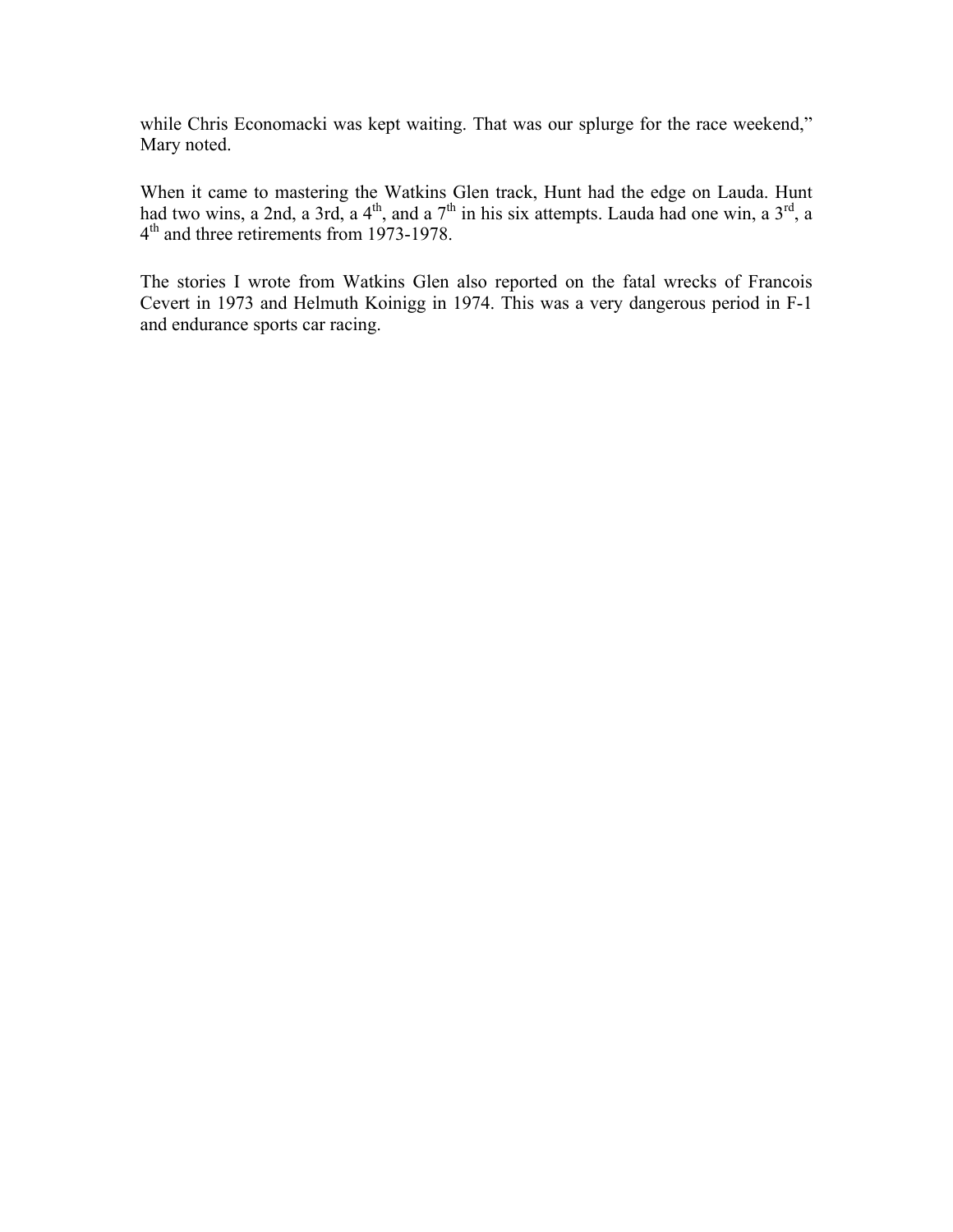while Chris Economacki was kept waiting. That was our splurge for the race weekend," Mary noted.

When it came to mastering the Watkins Glen track, Hunt had the edge on Lauda. Hunt had two wins, a 2nd, a 3rd, a 4th, and a 7th in his six attempts. Lauda had one win, a 3rd, a 4th and three retirements from 1973-1978.

The stories I wrote from Watkins Glen also reported on the fatal wrecks of Francois Cevert in 1973 and Helmuth Koinigg in 1974. This was a very dangerous period in F-1 and endurance sports car racing.